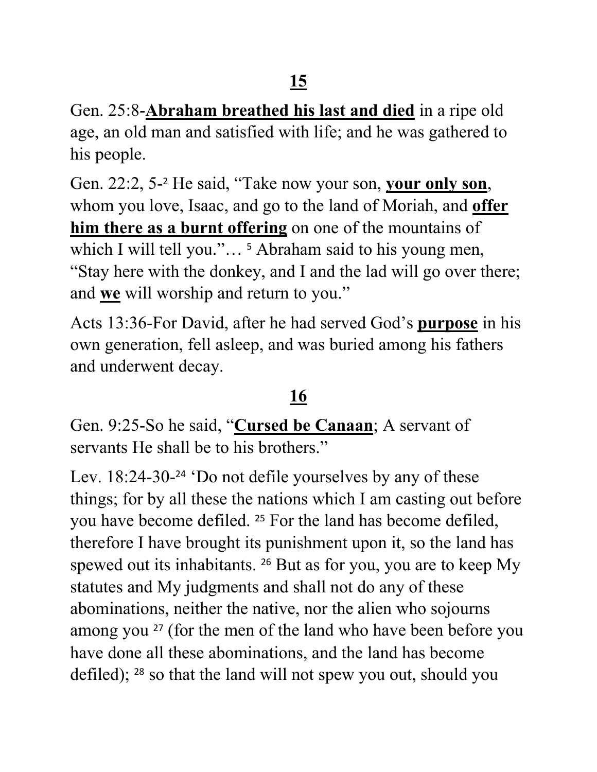## 15

Gen. 25:8-**Abraham breathed his last and died** in a ripe old age, an old man and satisfied with life; and he was gathered to his people.

Gen. 22:2, 5-[2] He said, "Take now your son, **your only son**, whom you love, Isaac, and go to the land of Moriah, and **offer him there as a burnt offering** on one of the mountains of which I will tell you."… [5] Abraham said to his young men, "Stay here with the donkey, and I and the lad will go over there; and **we** will worship and return to you."

Acts 13:36-For David, after he had served God's **purpose** in his own generation, fell asleep, and was buried among his fathers and underwent decay.

## 16

Gen. 9:25-So he said, "**Cursed be Canaan**; A servant of servants He shall be to his brothers."

Lev. 18:24-30-[24] 'Do not defile yourselves by any of these things; for by all these the nations which I am casting out before you have become defiled. [25] For the land has become defiled, therefore I have brought its punishment upon it, so the land has spewed out its inhabitants. [26] But as for you, you are to keep My statutes and My judgments and shall not do any of these abominations, neither the native, nor the alien who sojourns among you [27] (for the men of the land who have been before you have done all these abominations, and the land has become defiled); [28] so that the land will not spew you out, should you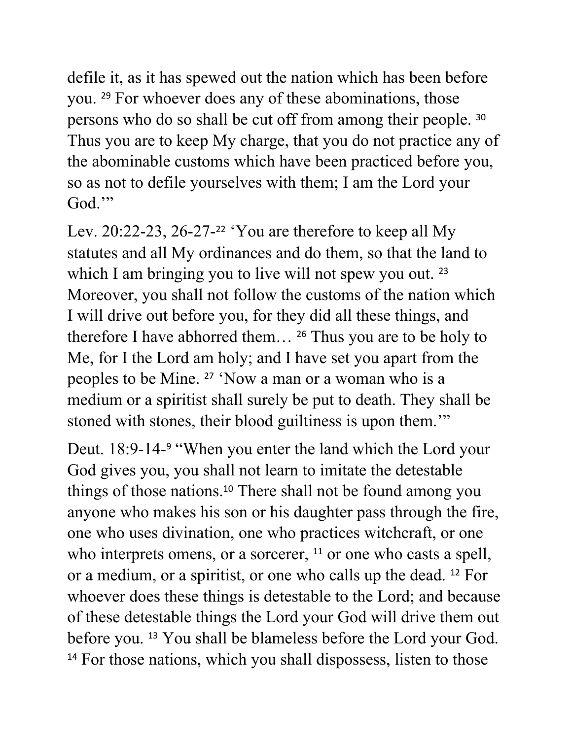defile it, as it has spewed out the nation which has been before you. [29] For whoever does any of these abominations, those persons who do so shall be cut off from among their people. [30] Thus you are to keep My charge, that you do not practice any of the abominable customs which have been practiced before you, so as not to defile yourselves with them; I am the Lord your God.'"

Lev. 20:22-23, 26-27-[22] 'You are therefore to keep all My statutes and all My ordinances and do them, so that the land to which I am bringing you to live will not spew you out. [23] Moreover, you shall not follow the customs of the nation which I will drive out before you, for they did all these things, and therefore I have abhorred them… [26] Thus you are to be holy to Me, for I the Lord am holy; and I have set you apart from the peoples to be Mine. [27] 'Now a man or a woman who is a medium or a spiritist shall surely be put to death. They shall be stoned with stones, their blood guiltiness is upon them.'"

Deut. 18:9-14-[9] "When you enter the land which the Lord your God gives you, you shall not learn to imitate the detestable things of those nations.[10] There shall not be found among you anyone who makes his son or his daughter pass through the fire, one who uses divination, one who practices witchcraft, or one who interprets omens, or a sorcerer, [11] or one who casts a spell, or a medium, or a spiritist, or one who calls up the dead. [12] For whoever does these things is detestable to the Lord; and because of these detestable things the Lord your God will drive them out before you. [13] You shall be blameless before the Lord your God. [14] For those nations, which you shall dispossess, listen to those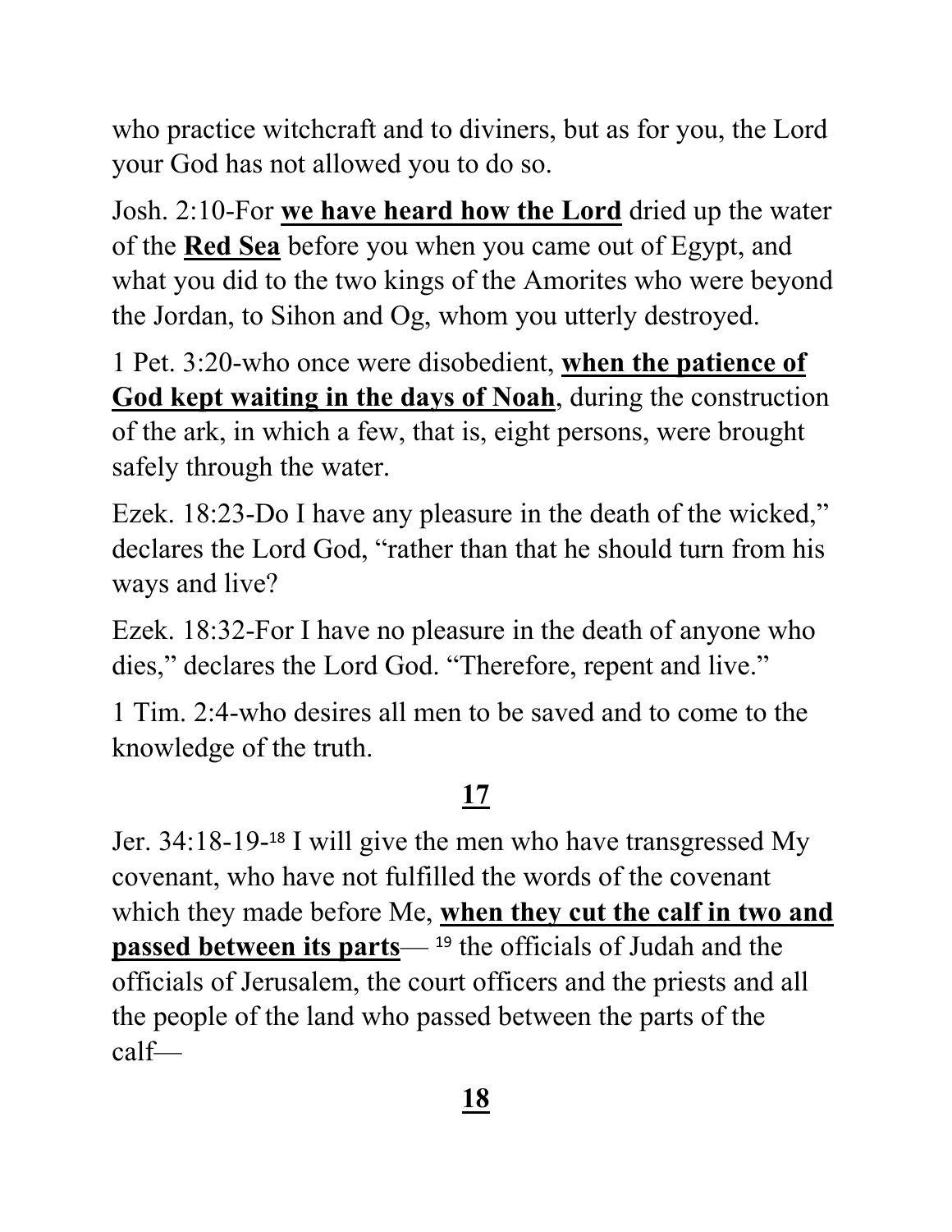who practice witchcraft and to diviners, but as for you, the Lord your God has not allowed you to do so.

Josh. 2:10-For **<u>we have heard how the Lord</u>** dried up the water of the **<u>Red Sea</u>** before you when you came out of Egypt, and what you did to the two kings of the Amorites who were beyond the Jordan, to Sihon and Og, whom you utterly destroyed.

1 Pet. 3:20-who once were disobedient, **<u>when the patience of God kept waiting in the days of Noah</u>**, during the construction of the ark, in which a few, that is, eight persons, were brought safely through the water.

Ezek. 18:23-Do I have any pleasure in the death of the wicked," declares the Lord God, "rather than that he should turn from his ways and live?

Ezek. 18:32-For I have no pleasure in the death of anyone who dies," declares the Lord God. "Therefore, repent and live."

1 Tim. 2:4-who desires all men to be saved and to come to the knowledge of the truth.

**<u>17</u>**

Jer. 34:18-19-[18] I will give the men who have transgressed My covenant, who have not fulfilled the words of the covenant which they made before Me, **<u>when they cut the calf in two and passed between its parts</u>**— [19] the officials of Judah and the officials of Jerusalem, the court officers and the priests and all the people of the land who passed between the parts of the calf—

**<u>18</u>**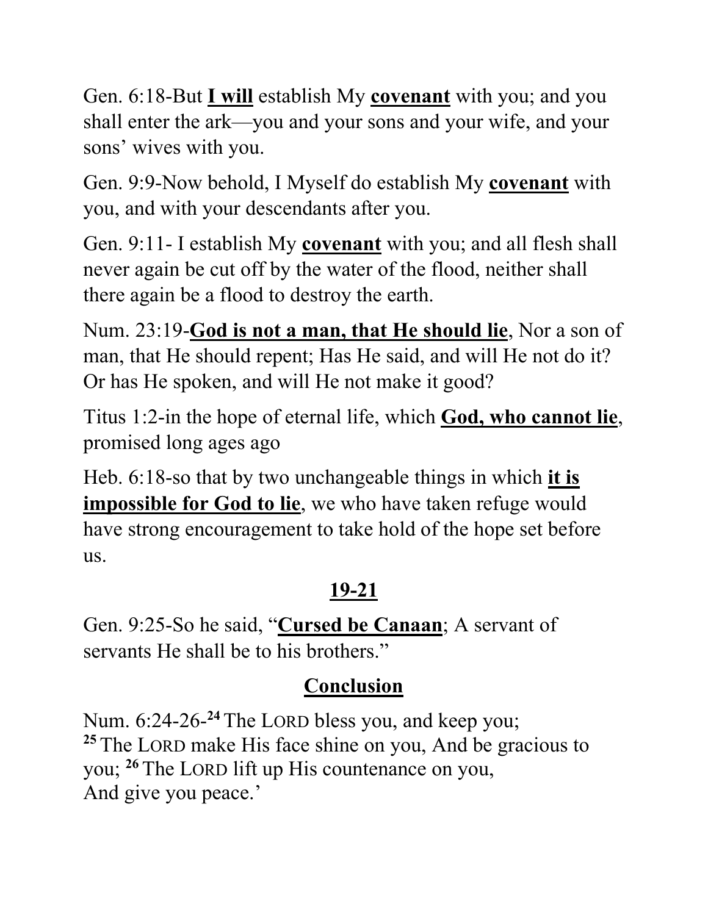Gen. 6:18-But **I will** establish My **covenant** with you; and you shall enter the ark—you and your sons and your wife, and your sons' wives with you.

Gen. 9:9-Now behold, I Myself do establish My **covenant** with you, and with your descendants after you.

Gen. 9:11- I establish My **covenant** with you; and all flesh shall never again be cut off by the water of the flood, neither shall there again be a flood to destroy the earth.

Num. 23:19-**God is not a man, that He should lie**, Nor a son of man, that He should repent; Has He said, and will He not do it? Or has He spoken, and will He not make it good?

Titus 1:2-in the hope of eternal life, which **God, who cannot lie**, promised long ages ago

Heb. 6:18-so that by two unchangeable things in which **it is impossible for God to lie**, we who have taken refuge would have strong encouragement to take hold of the hope set before us.

## 19-21

Gen. 9:25-So he said, "**Cursed be Canaan**; A servant of servants He shall be to his brothers."

## Conclusion

Num. 6:24-26-[24] The LORD bless you, and keep you;
[25] The LORD make His face shine on you, And be gracious to you; [26] The LORD lift up His countenance on you,
And give you peace.'